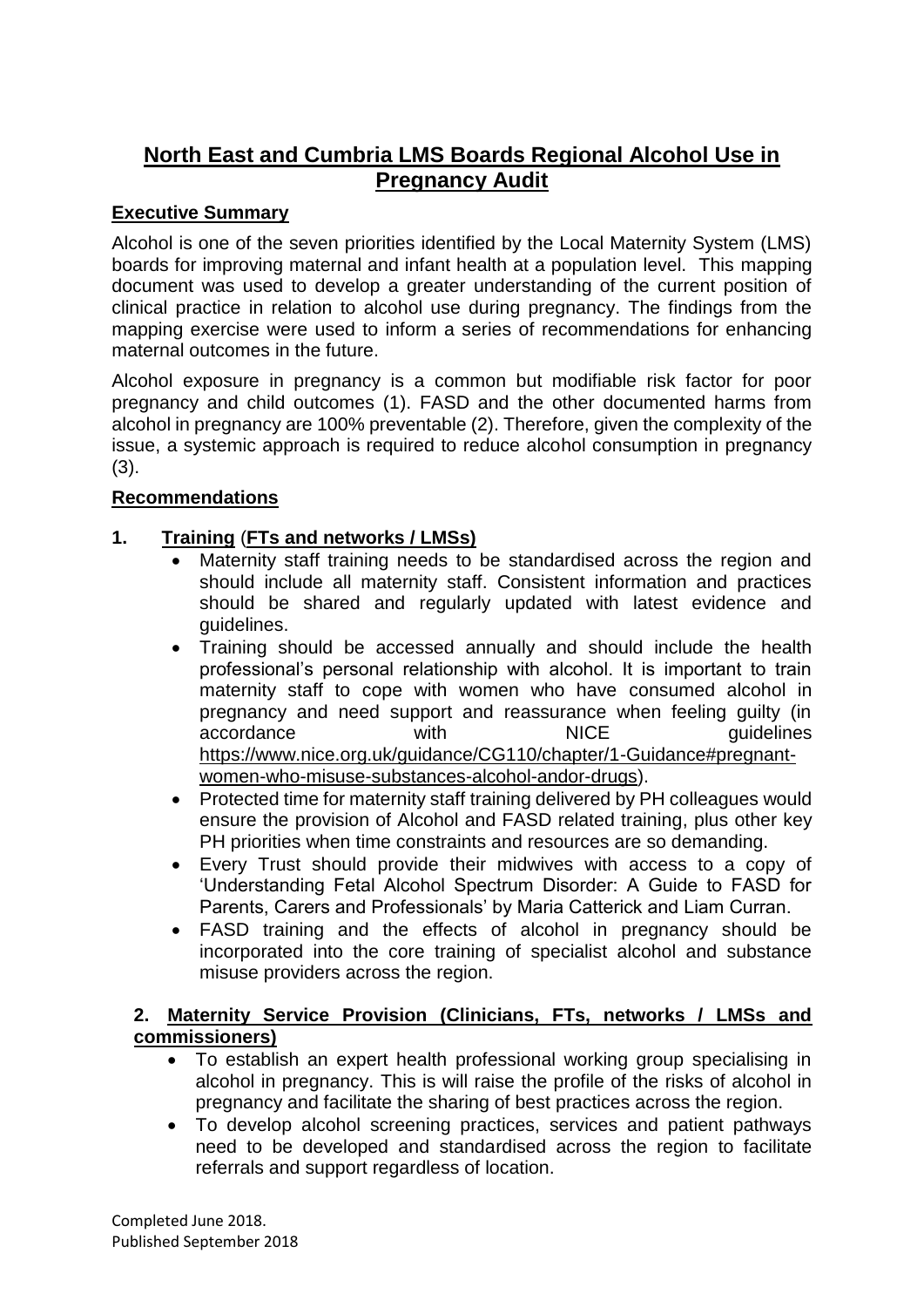# North East and Cumbria LMS Boards Regional Alcohol Use in Pregnancy Audit

## Executive Summary

Alcohol is one of the seven priorities identified by the Local Maternity System (LMS) boards for improving maternal and infant health at a population level. This mapping document was used to develop a greater understanding of the current position of clinical practice in relation to alcohol use during pregnancy. The findings from the mapping exercise were used to inform a series of recommendations for enhancing maternal outcomes in the future.

Alcohol exposure in pregnancy is a common but modifiable risk factor for poor pregnancy and child outcomes (1). FASD and the other documented harms from alcohol in pregnancy are 100% preventable (2). Therefore, given the complexity of the issue, a systemic approach is required to reduce alcohol consumption in pregnancy (3).

## Recommendations

### 1. Training (FTs and networks / LMSs)

- Maternity staff training needs to be standardised across the region and should include all maternity staff. Consistent information and practices should be shared and regularly updated with latest evidence and guidelines.
- Training should be accessed annually and should include the health professional's personal relationship with alcohol. It is important to train maternity staff to cope with women who have consumed alcohol in pregnancy and need support and reassurance when feeling guilty (in accordance with NICE guidelines https://www.nice.org.uk/guidance/CG110/chapter/1-Guidance#pregnant-women-who-misuse-substances-alcohol-andor-drugs).
- Protected time for maternity staff training delivered by PH colleagues would ensure the provision of Alcohol and FASD related training, plus other key PH priorities when time constraints and resources are so demanding.
- Every Trust should provide their midwives with access to a copy of 'Understanding Fetal Alcohol Spectrum Disorder: A Guide to FASD for Parents, Carers and Professionals' by Maria Catterick and Liam Curran.
- FASD training and the effects of alcohol in pregnancy should be incorporated into the core training of specialist alcohol and substance misuse providers across the region.

### 2. Maternity Service Provision (Clinicians, FTs, networks / LMSs and commissioners)

- To establish an expert health professional working group specialising in alcohol in pregnancy. This is will raise the profile of the risks of alcohol in pregnancy and facilitate the sharing of best practices across the region.
- To develop alcohol screening practices, services and patient pathways need to be developed and standardised across the region to facilitate referrals and support regardless of location.

Completed June 2018.
Published September 2018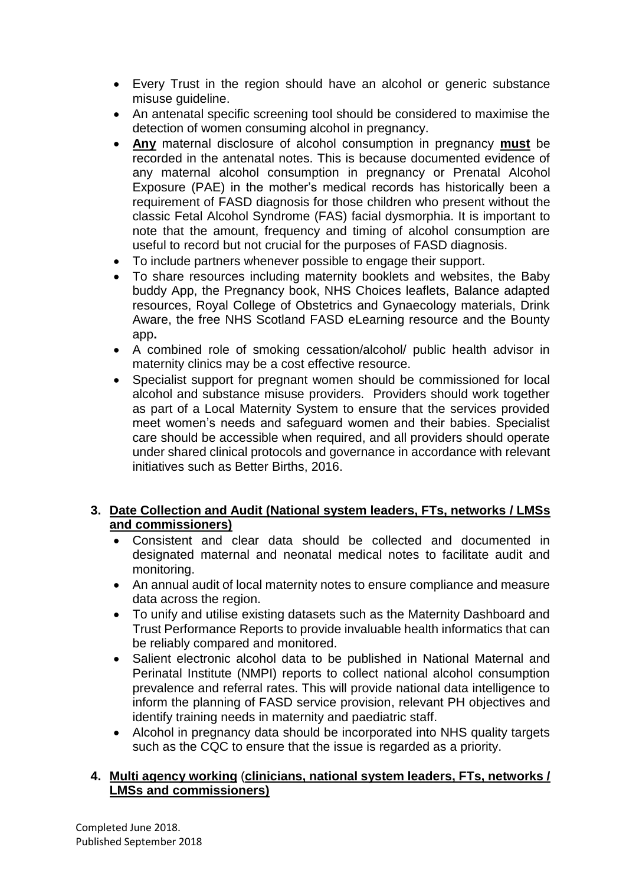- Every Trust in the region should have an alcohol or generic substance misuse guideline.
- An antenatal specific screening tool should be considered to maximise the detection of women consuming alcohol in pregnancy.
- **<u>Any</u>** maternal disclosure of alcohol consumption in pregnancy **<u>must</u>** be recorded in the antenatal notes. This is because documented evidence of any maternal alcohol consumption in pregnancy or Prenatal Alcohol Exposure (PAE) in the mother's medical records has historically been a requirement of FASD diagnosis for those children who present without the classic Fetal Alcohol Syndrome (FAS) facial dysmorphia. It is important to note that the amount, frequency and timing of alcohol consumption are useful to record but not crucial for the purposes of FASD diagnosis.
- To include partners whenever possible to engage their support.
- To share resources including maternity booklets and websites, the Baby buddy App, the Pregnancy book, NHS Choices leaflets, Balance adapted resources, Royal College of Obstetrics and Gynaecology materials, Drink Aware, the free NHS Scotland FASD eLearning resource and the Bounty app**.**
- A combined role of smoking cessation/alcohol/ public health advisor in maternity clinics may be a cost effective resource.
- Specialist support for pregnant women should be commissioned for local alcohol and substance misuse providers. Providers should work together as part of a Local Maternity System to ensure that the services provided meet women's needs and safeguard women and their babies. Specialist care should be accessible when required, and all providers should operate under shared clinical protocols and governance in accordance with relevant initiatives such as Better Births, 2016.

3. **<u>Date Collection and Audit (National system leaders, FTs, networks / LMSs and commissioners)</u>**
   - Consistent and clear data should be collected and documented in designated maternal and neonatal medical notes to facilitate audit and monitoring.
   - An annual audit of local maternity notes to ensure compliance and measure data across the region.
   - To unify and utilise existing datasets such as the Maternity Dashboard and Trust Performance Reports to provide invaluable health informatics that can be reliably compared and monitored.
   - Salient electronic alcohol data to be published in National Maternal and Perinatal Institute (NMPI) reports to collect national alcohol consumption prevalence and referral rates. This will provide national data intelligence to inform the planning of FASD service provision, relevant PH objectives and identify training needs in maternity and paediatric staff.
   - Alcohol in pregnancy data should be incorporated into NHS quality targets such as the CQC to ensure that the issue is regarded as a priority.

4. **<u>Multi agency working</u>** **<u>(clinicians, national system leaders, FTs, networks / LMSs and commissioners)</u>**

Completed June 2018.
Published September 2018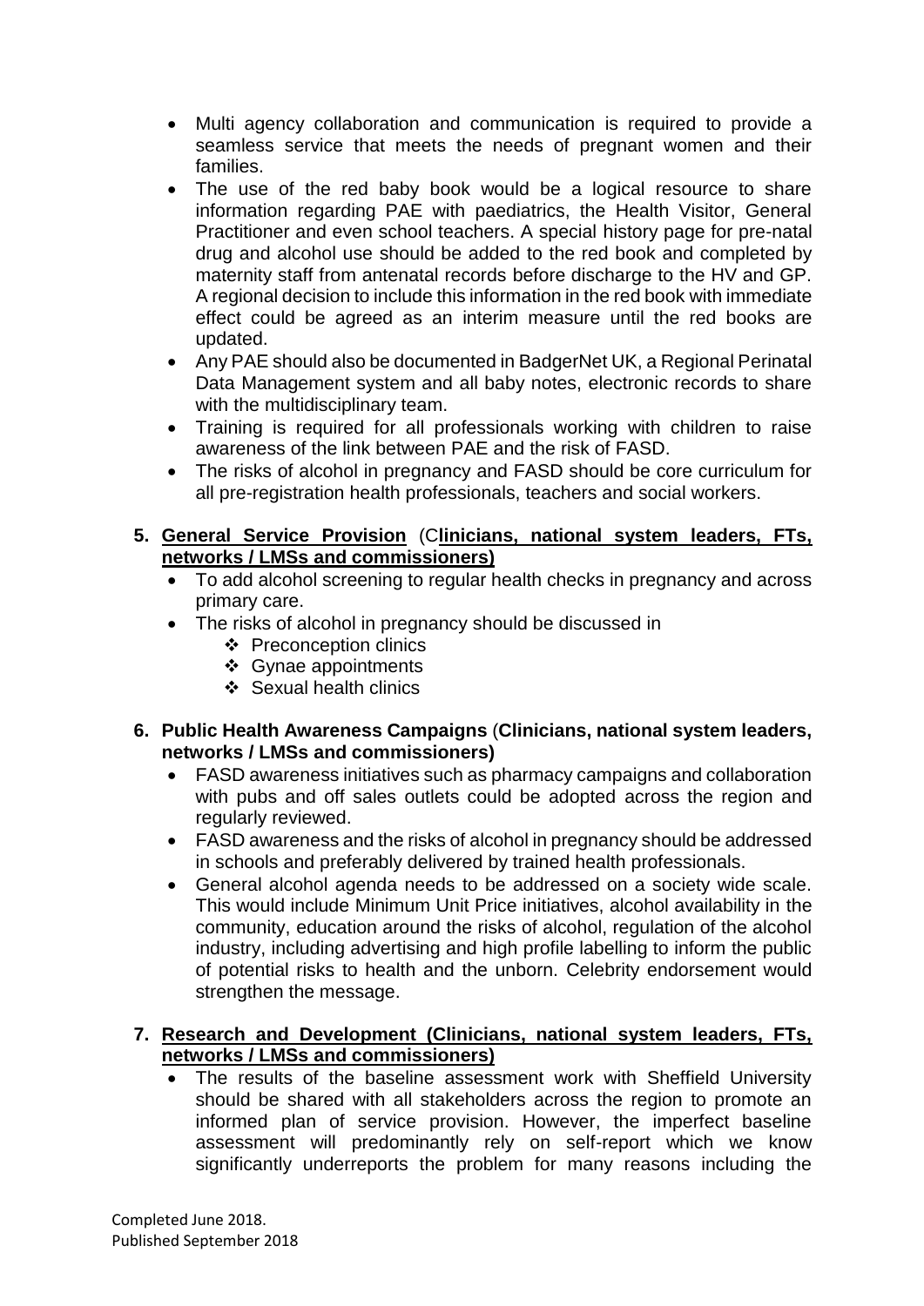- Multi agency collaboration and communication is required to provide a seamless service that meets the needs of pregnant women and their families.
- The use of the red baby book would be a logical resource to share information regarding PAE with paediatrics, the Health Visitor, General Practitioner and even school teachers. A special history page for pre-natal drug and alcohol use should be added to the red book and completed by maternity staff from antenatal records before discharge to the HV and GP. A regional decision to include this information in the red book with immediate effect could be agreed as an interim measure until the red books are updated.
- Any PAE should also be documented in BadgerNet UK, a Regional Perinatal Data Management system and all baby notes, electronic records to share with the multidisciplinary team.
- Training is required for all professionals working with children to raise awareness of the link between PAE and the risk of FASD.
- The risks of alcohol in pregnancy and FASD should be core curriculum for all pre-registration health professionals, teachers and social workers.

5. **General Service Provision** (C**linicians, national system leaders, FTs, networks / LMSs and commissioners)**
   - To add alcohol screening to regular health checks in pregnancy and across primary care.
   - The risks of alcohol in pregnancy should be discussed in
     - ❖ Preconception clinics
     - ❖ Gynae appointments
     - ❖ Sexual health clinics

6. **Public Health Awareness Campaigns** (**Clinicians, national system leaders, networks / LMSs and commissioners)**
   - FASD awareness initiatives such as pharmacy campaigns and collaboration with pubs and off sales outlets could be adopted across the region and regularly reviewed.
   - FASD awareness and the risks of alcohol in pregnancy should be addressed in schools and preferably delivered by trained health professionals.
   - General alcohol agenda needs to be addressed on a society wide scale. This would include Minimum Unit Price initiatives, alcohol availability in the community, education around the risks of alcohol, regulation of the alcohol industry, including advertising and high profile labelling to inform the public of potential risks to health and the unborn. Celebrity endorsement would strengthen the message.

7. **Research and Development (Clinicians, national system leaders, FTs, networks / LMSs and commissioners)**
   - The results of the baseline assessment work with Sheffield University should be shared with all stakeholders across the region to promote an informed plan of service provision. However, the imperfect baseline assessment will predominantly rely on self-report which we know significantly underreports the problem for many reasons including the

Completed June 2018.
Published September 2018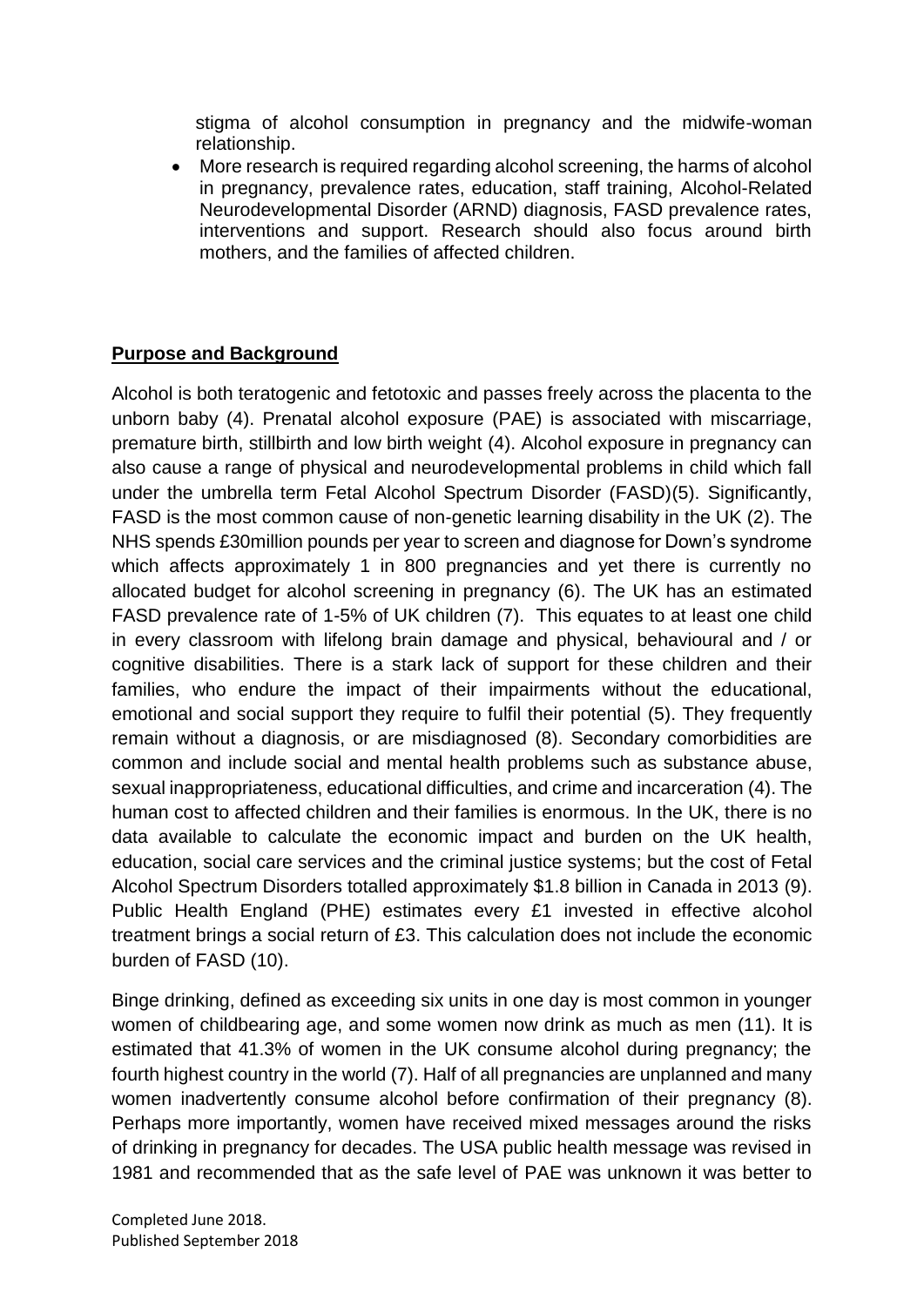stigma of alcohol consumption in pregnancy and the midwife-woman relationship.

- More research is required regarding alcohol screening, the harms of alcohol in pregnancy, prevalence rates, education, staff training, Alcohol-Related Neurodevelopmental Disorder (ARND) diagnosis, FASD prevalence rates, interventions and support. Research should also focus around birth mothers, and the families of affected children.

## **Purpose and Background**

Alcohol is both teratogenic and fetotoxic and passes freely across the placenta to the unborn baby (4). Prenatal alcohol exposure (PAE) is associated with miscarriage, premature birth, stillbirth and low birth weight (4). Alcohol exposure in pregnancy can also cause a range of physical and neurodevelopmental problems in child which fall under the umbrella term Fetal Alcohol Spectrum Disorder (FASD)(5). Significantly, FASD is the most common cause of non-genetic learning disability in the UK (2). The NHS spends £30million pounds per year to screen and diagnose for Down's syndrome which affects approximately 1 in 800 pregnancies and yet there is currently no allocated budget for alcohol screening in pregnancy (6). The UK has an estimated FASD prevalence rate of 1-5% of UK children (7). This equates to at least one child in every classroom with lifelong brain damage and physical, behavioural and / or cognitive disabilities. There is a stark lack of support for these children and their families, who endure the impact of their impairments without the educational, emotional and social support they require to fulfil their potential (5). They frequently remain without a diagnosis, or are misdiagnosed (8). Secondary comorbidities are common and include social and mental health problems such as substance abuse, sexual inappropriateness, educational difficulties, and crime and incarceration (4). The human cost to affected children and their families is enormous. In the UK, there is no data available to calculate the economic impact and burden on the UK health, education, social care services and the criminal justice systems; but the cost of Fetal Alcohol Spectrum Disorders totalled approximately $1.8 billion in Canada in 2013 (9). Public Health England (PHE) estimates every £1 invested in effective alcohol treatment brings a social return of £3. This calculation does not include the economic burden of FASD (10).

Binge drinking, defined as exceeding six units in one day is most common in younger women of childbearing age, and some women now drink as much as men (11). It is estimated that 41.3% of women in the UK consume alcohol during pregnancy; the fourth highest country in the world (7). Half of all pregnancies are unplanned and many women inadvertently consume alcohol before confirmation of their pregnancy (8). Perhaps more importantly, women have received mixed messages around the risks of drinking in pregnancy for decades. The USA public health message was revised in 1981 and recommended that as the safe level of PAE was unknown it was better to

Completed June 2018.
Published September 2018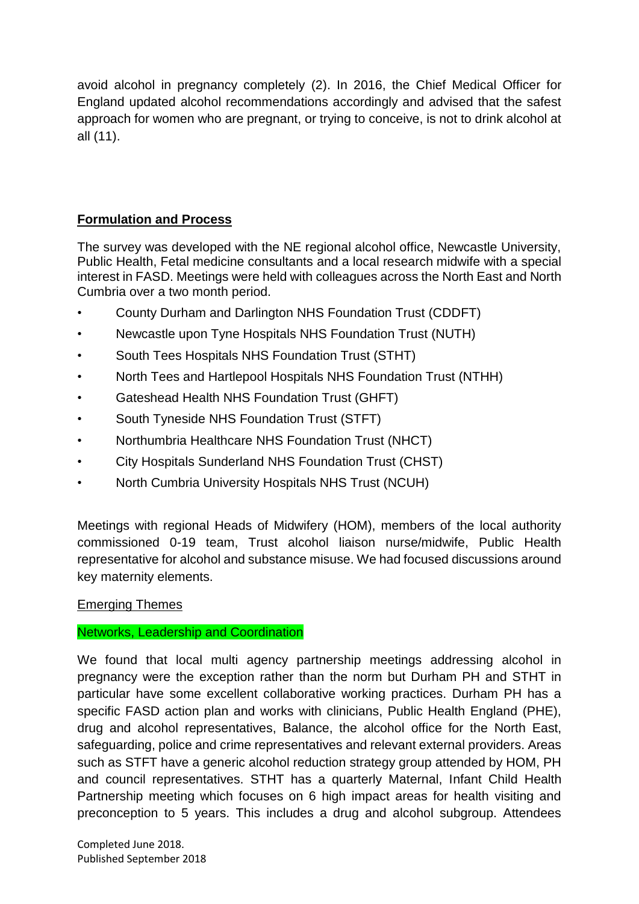avoid alcohol in pregnancy completely (2). In 2016, the Chief Medical Officer for England updated alcohol recommendations accordingly and advised that the safest approach for women who are pregnant, or trying to conceive, is not to drink alcohol at all (11).

## **Formulation and Process**

The survey was developed with the NE regional alcohol office, Newcastle University, Public Health, Fetal medicine consultants and a local research midwife with a special interest in FASD. Meetings were held with colleagues across the North East and North Cumbria over a two month period.

- County Durham and Darlington NHS Foundation Trust (CDDFT)
- Newcastle upon Tyne Hospitals NHS Foundation Trust (NUTH)
- South Tees Hospitals NHS Foundation Trust (STHT)
- North Tees and Hartlepool Hospitals NHS Foundation Trust (NTHH)
- Gateshead Health NHS Foundation Trust (GHFT)
- South Tyneside NHS Foundation Trust (STFT)
- Northumbria Healthcare NHS Foundation Trust (NHCT)
- City Hospitals Sunderland NHS Foundation Trust (CHST)
- North Cumbria University Hospitals NHS Trust (NCUH)

Meetings with regional Heads of Midwifery (HOM), members of the local authority commissioned 0-19 team, Trust alcohol liaison nurse/midwife, Public Health representative for alcohol and substance misuse. We had focused discussions around key maternity elements.

### Emerging Themes

#### Networks, Leadership and Coordination

We found that local multi agency partnership meetings addressing alcohol in pregnancy were the exception rather than the norm but Durham PH and STHT in particular have some excellent collaborative working practices. Durham PH has a specific FASD action plan and works with clinicians, Public Health England (PHE), drug and alcohol representatives, Balance, the alcohol office for the North East, safeguarding, police and crime representatives and relevant external providers. Areas such as STFT have a generic alcohol reduction strategy group attended by HOM, PH and council representatives. STHT has a quarterly Maternal, Infant Child Health Partnership meeting which focuses on 6 high impact areas for health visiting and preconception to 5 years. This includes a drug and alcohol subgroup. Attendees

Completed June 2018.
Published September 2018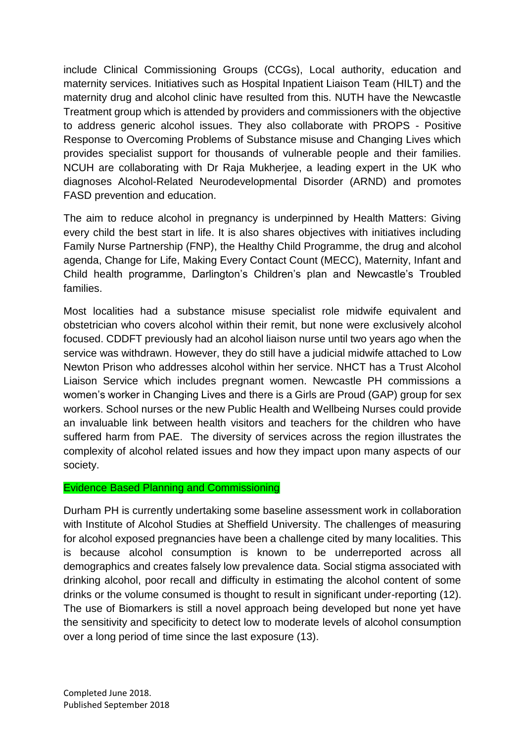include Clinical Commissioning Groups (CCGs), Local authority, education and maternity services. Initiatives such as Hospital Inpatient Liaison Team (HILT) and the maternity drug and alcohol clinic have resulted from this. NUTH have the Newcastle Treatment group which is attended by providers and commissioners with the objective to address generic alcohol issues. They also collaborate with PROPS - Positive Response to Overcoming Problems of Substance misuse and Changing Lives which provides specialist support for thousands of vulnerable people and their families. NCUH are collaborating with Dr Raja Mukherjee, a leading expert in the UK who diagnoses Alcohol-Related Neurodevelopmental Disorder (ARND) and promotes FASD prevention and education.

The aim to reduce alcohol in pregnancy is underpinned by Health Matters: Giving every child the best start in life. It is also shares objectives with initiatives including Family Nurse Partnership (FNP), the Healthy Child Programme, the drug and alcohol agenda, Change for Life, Making Every Contact Count (MECC), Maternity, Infant and Child health programme, Darlington's Children's plan and Newcastle's Troubled families.

Most localities had a substance misuse specialist role midwife equivalent and obstetrician who covers alcohol within their remit, but none were exclusively alcohol focused. CDDFT previously had an alcohol liaison nurse until two years ago when the service was withdrawn. However, they do still have a judicial midwife attached to Low Newton Prison who addresses alcohol within her service. NHCT has a Trust Alcohol Liaison Service which includes pregnant women. Newcastle PH commissions a women's worker in Changing Lives and there is a Girls are Proud (GAP) group for sex workers. School nurses or the new Public Health and Wellbeing Nurses could provide an invaluable link between health visitors and teachers for the children who have suffered harm from PAE. The diversity of services across the region illustrates the complexity of alcohol related issues and how they impact upon many aspects of our society.

## Evidence Based Planning and Commissioning

Durham PH is currently undertaking some baseline assessment work in collaboration with Institute of Alcohol Studies at Sheffield University. The challenges of measuring for alcohol exposed pregnancies have been a challenge cited by many localities. This is because alcohol consumption is known to be underreported across all demographics and creates falsely low prevalence data. Social stigma associated with drinking alcohol, poor recall and difficulty in estimating the alcohol content of some drinks or the volume consumed is thought to result in significant under-reporting (12). The use of Biomarkers is still a novel approach being developed but none yet have the sensitivity and specificity to detect low to moderate levels of alcohol consumption over a long period of time since the last exposure (13).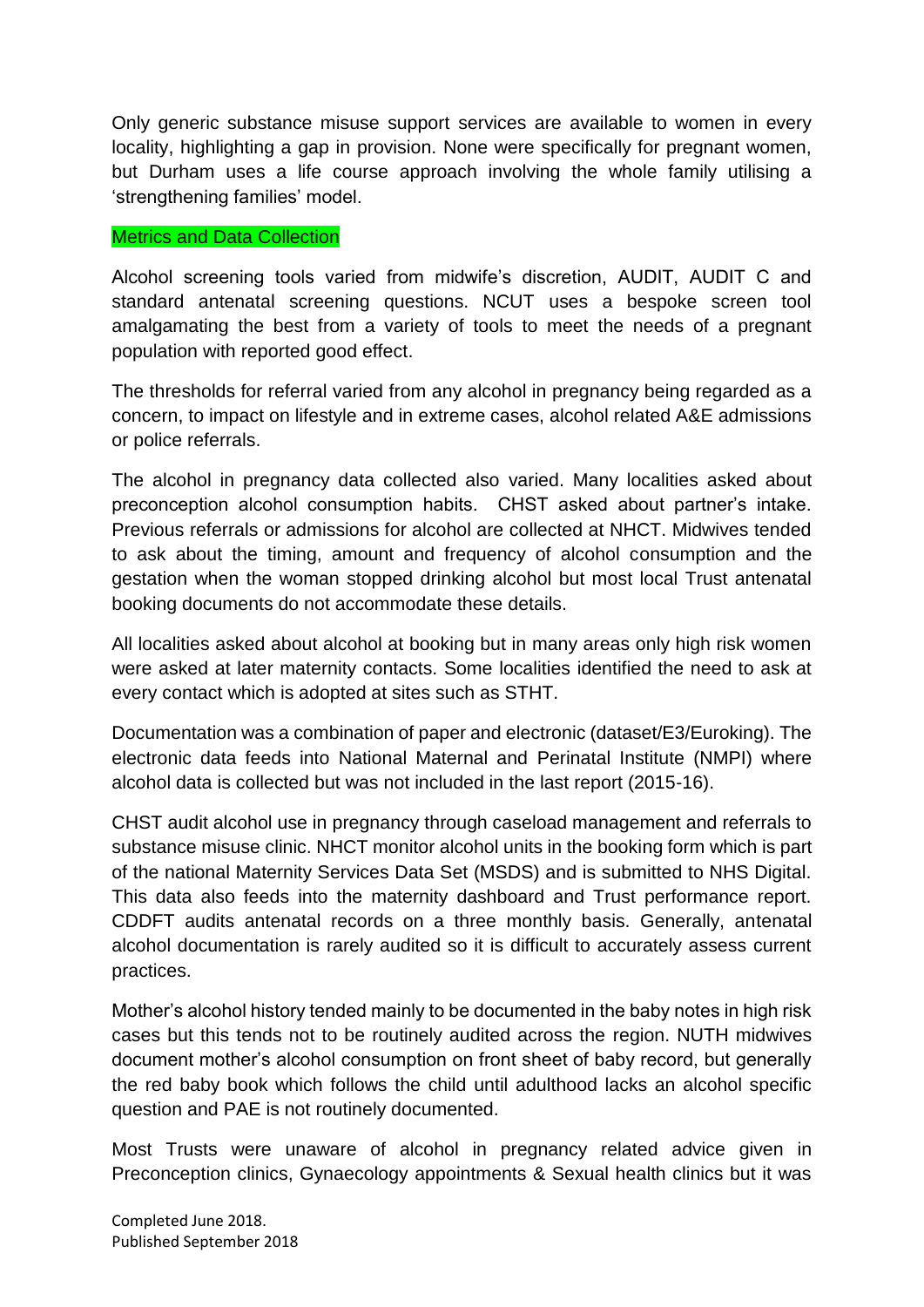Only generic substance misuse support services are available to women in every locality, highlighting a gap in provision. None were specifically for pregnant women, but Durham uses a life course approach involving the whole family utilising a 'strengthening families' model.

## Metrics and Data Collection

Alcohol screening tools varied from midwife's discretion, AUDIT, AUDIT C and standard antenatal screening questions. NCUT uses a bespoke screen tool amalgamating the best from a variety of tools to meet the needs of a pregnant population with reported good effect.

The thresholds for referral varied from any alcohol in pregnancy being regarded as a concern, to impact on lifestyle and in extreme cases, alcohol related A&E admissions or police referrals.

The alcohol in pregnancy data collected also varied. Many localities asked about preconception alcohol consumption habits. CHST asked about partner's intake. Previous referrals or admissions for alcohol are collected at NHCT. Midwives tended to ask about the timing, amount and frequency of alcohol consumption and the gestation when the woman stopped drinking alcohol but most local Trust antenatal booking documents do not accommodate these details.

All localities asked about alcohol at booking but in many areas only high risk women were asked at later maternity contacts. Some localities identified the need to ask at every contact which is adopted at sites such as STHT.

Documentation was a combination of paper and electronic (dataset/E3/Euroking). The electronic data feeds into National Maternal and Perinatal Institute (NMPI) where alcohol data is collected but was not included in the last report (2015-16).

CHST audit alcohol use in pregnancy through caseload management and referrals to substance misuse clinic. NHCT monitor alcohol units in the booking form which is part of the national Maternity Services Data Set (MSDS) and is submitted to NHS Digital. This data also feeds into the maternity dashboard and Trust performance report. CDDFT audits antenatal records on a three monthly basis. Generally, antenatal alcohol documentation is rarely audited so it is difficult to accurately assess current practices.

Mother's alcohol history tended mainly to be documented in the baby notes in high risk cases but this tends not to be routinely audited across the region. NUTH midwives document mother's alcohol consumption on front sheet of baby record, but generally the red baby book which follows the child until adulthood lacks an alcohol specific question and PAE is not routinely documented.

Most Trusts were unaware of alcohol in pregnancy related advice given in Preconception clinics, Gynaecology appointments & Sexual health clinics but it was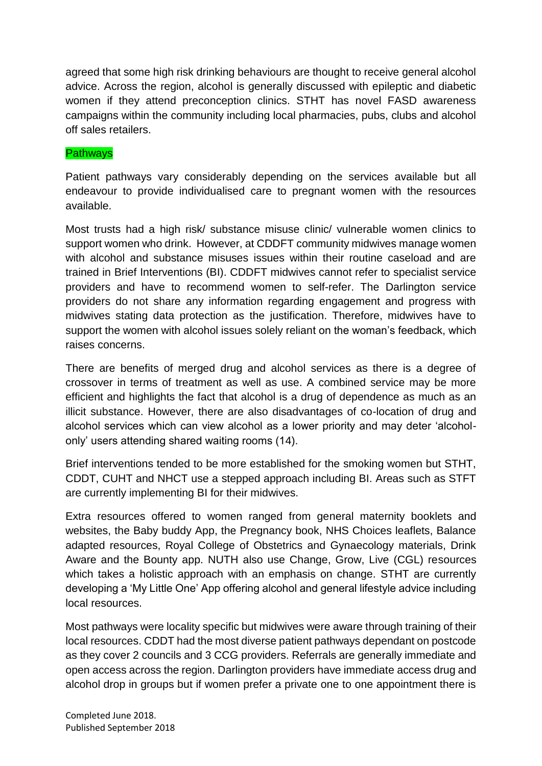agreed that some high risk drinking behaviours are thought to receive general alcohol advice. Across the region, alcohol is generally discussed with epileptic and diabetic women if they attend preconception clinics. STHT has novel FASD awareness campaigns within the community including local pharmacies, pubs, clubs and alcohol off sales retailers.

## Pathways

Patient pathways vary considerably depending on the services available but all endeavour to provide individualised care to pregnant women with the resources available.

Most trusts had a high risk/ substance misuse clinic/ vulnerable women clinics to support women who drink. However, at CDDFT community midwives manage women with alcohol and substance misuses issues within their routine caseload and are trained in Brief Interventions (BI). CDDFT midwives cannot refer to specialist service providers and have to recommend women to self-refer. The Darlington service providers do not share any information regarding engagement and progress with midwives stating data protection as the justification. Therefore, midwives have to support the women with alcohol issues solely reliant on the woman's feedback, which raises concerns.

There are benefits of merged drug and alcohol services as there is a degree of crossover in terms of treatment as well as use. A combined service may be more efficient and highlights the fact that alcohol is a drug of dependence as much as an illicit substance. However, there are also disadvantages of co-location of drug and alcohol services which can view alcohol as a lower priority and may deter 'alcohol-only' users attending shared waiting rooms (14).

Brief interventions tended to be more established for the smoking women but STHT, CDDT, CUHT and NHCT use a stepped approach including BI. Areas such as STFT are currently implementing BI for their midwives.

Extra resources offered to women ranged from general maternity booklets and websites, the Baby buddy App, the Pregnancy book, NHS Choices leaflets, Balance adapted resources, Royal College of Obstetrics and Gynaecology materials, Drink Aware and the Bounty app. NUTH also use Change, Grow, Live (CGL) resources which takes a holistic approach with an emphasis on change. STHT are currently developing a 'My Little One' App offering alcohol and general lifestyle advice including local resources.

Most pathways were locality specific but midwives were aware through training of their local resources. CDDT had the most diverse patient pathways dependant on postcode as they cover 2 councils and 3 CCG providers. Referrals are generally immediate and open access across the region. Darlington providers have immediate access drug and alcohol drop in groups but if women prefer a private one to one appointment there is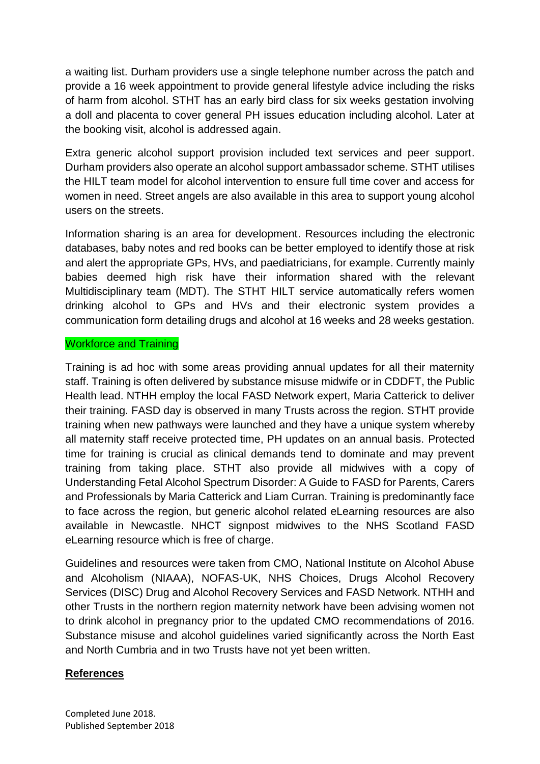a waiting list. Durham providers use a single telephone number across the patch and provide a 16 week appointment to provide general lifestyle advice including the risks of harm from alcohol. STHT has an early bird class for six weeks gestation involving a doll and placenta to cover general PH issues education including alcohol. Later at the booking visit, alcohol is addressed again.

Extra generic alcohol support provision included text services and peer support. Durham providers also operate an alcohol support ambassador scheme. STHT utilises the HILT team model for alcohol intervention to ensure full time cover and access for women in need. Street angels are also available in this area to support young alcohol users on the streets.

Information sharing is an area for development. Resources including the electronic databases, baby notes and red books can be better employed to identify those at risk and alert the appropriate GPs, HVs, and paediatricians, for example. Currently mainly babies deemed high risk have their information shared with the relevant Multidisciplinary team (MDT). The STHT HILT service automatically refers women drinking alcohol to GPs and HVs and their electronic system provides a communication form detailing drugs and alcohol at 16 weeks and 28 weeks gestation.

### Workforce and Training

Training is ad hoc with some areas providing annual updates for all their maternity staff. Training is often delivered by substance misuse midwife or in CDDFT, the Public Health lead. NTHH employ the local FASD Network expert, Maria Catterick to deliver their training. FASD day is observed in many Trusts across the region. STHT provide training when new pathways were launched and they have a unique system whereby all maternity staff receive protected time, PH updates on an annual basis. Protected time for training is crucial as clinical demands tend to dominate and may prevent training from taking place. STHT also provide all midwives with a copy of Understanding Fetal Alcohol Spectrum Disorder: A Guide to FASD for Parents, Carers and Professionals by Maria Catterick and Liam Curran. Training is predominantly face to face across the region, but generic alcohol related eLearning resources are also available in Newcastle. NHCT signpost midwives to the NHS Scotland FASD eLearning resource which is free of charge.

Guidelines and resources were taken from CMO, National Institute on Alcohol Abuse and Alcoholism (NIAAA), NOFAS-UK, NHS Choices, Drugs Alcohol Recovery Services (DISC) Drug and Alcohol Recovery Services and FASD Network. NTHH and other Trusts in the northern region maternity network have been advising women not to drink alcohol in pregnancy prior to the updated CMO recommendations of 2016. Substance misuse and alcohol guidelines varied significantly across the North East and North Cumbria and in two Trusts have not yet been written.

## **References**

Completed June 2018.
Published September 2018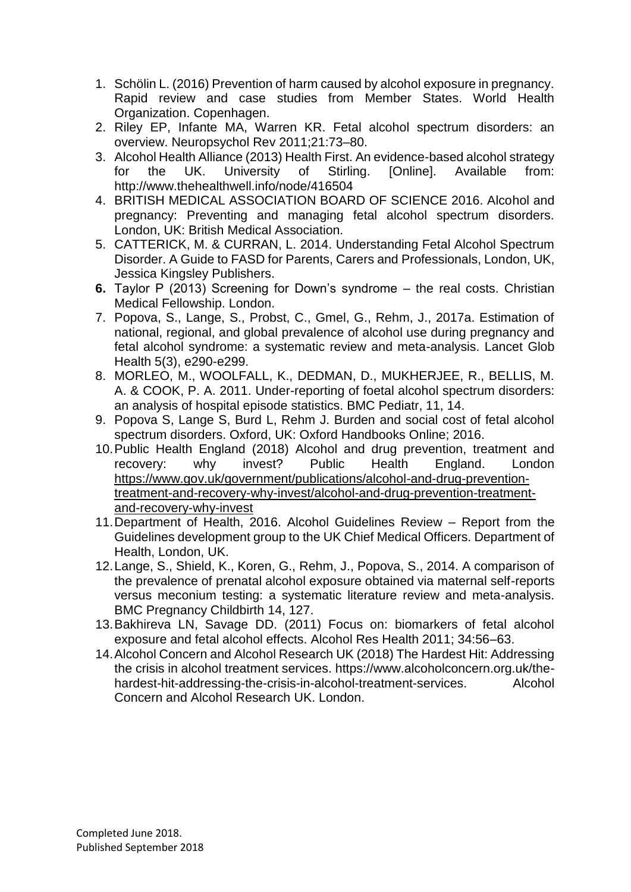1. Schölin L. (2016) Prevention of harm caused by alcohol exposure in pregnancy. Rapid review and case studies from Member States. World Health Organization. Copenhagen.
2. Riley EP, Infante MA, Warren KR. Fetal alcohol spectrum disorders: an overview. Neuropsychol Rev 2011;21:73–80.
3. Alcohol Health Alliance (2013) Health First. An evidence-based alcohol strategy for the UK. University of Stirling. [Online]. Available from: http://www.thehealthwell.info/node/416504
4. BRITISH MEDICAL ASSOCIATION BOARD OF SCIENCE 2016. Alcohol and pregnancy: Preventing and managing fetal alcohol spectrum disorders. London, UK: British Medical Association.
5. CATTERICK, M. & CURRAN, L. 2014. Understanding Fetal Alcohol Spectrum Disorder. A Guide to FASD for Parents, Carers and Professionals, London, UK, Jessica Kingsley Publishers.
6. Taylor P (2013) Screening for Down's syndrome – the real costs. Christian Medical Fellowship. London.
7. Popova, S., Lange, S., Probst, C., Gmel, G., Rehm, J., 2017a. Estimation of national, regional, and global prevalence of alcohol use during pregnancy and fetal alcohol syndrome: a systematic review and meta-analysis. Lancet Glob Health 5(3), e290-e299.
8. MORLEO, M., WOOLFALL, K., DEDMAN, D., MUKHERJEE, R., BELLIS, M. A. & COOK, P. A. 2011. Under-reporting of foetal alcohol spectrum disorders: an analysis of hospital episode statistics. BMC Pediatr, 11, 14.
9. Popova S, Lange S, Burd L, Rehm J. Burden and social cost of fetal alcohol spectrum disorders. Oxford, UK: Oxford Handbooks Online; 2016.
10. Public Health England (2018) Alcohol and drug prevention, treatment and recovery: why invest? Public Health England. London https://www.gov.uk/government/publications/alcohol-and-drug-prevention-treatment-and-recovery-why-invest/alcohol-and-drug-prevention-treatment-and-recovery-why-invest
11. Department of Health, 2016. Alcohol Guidelines Review – Report from the Guidelines development group to the UK Chief Medical Officers. Department of Health, London, UK.
12. Lange, S., Shield, K., Koren, G., Rehm, J., Popova, S., 2014. A comparison of the prevalence of prenatal alcohol exposure obtained via maternal self-reports versus meconium testing: a systematic literature review and meta-analysis. BMC Pregnancy Childbirth 14, 127.
13. Bakhireva LN, Savage DD. (2011) Focus on: biomarkers of fetal alcohol exposure and fetal alcohol effects. Alcohol Res Health 2011; 34:56–63.
14. Alcohol Concern and Alcohol Research UK (2018) The Hardest Hit: Addressing the crisis in alcohol treatment services. https://www.alcoholconcern.org.uk/the-hardest-hit-addressing-the-crisis-in-alcohol-treatment-services. Alcohol Concern and Alcohol Research UK. London.

Completed June 2018.
Published September 2018